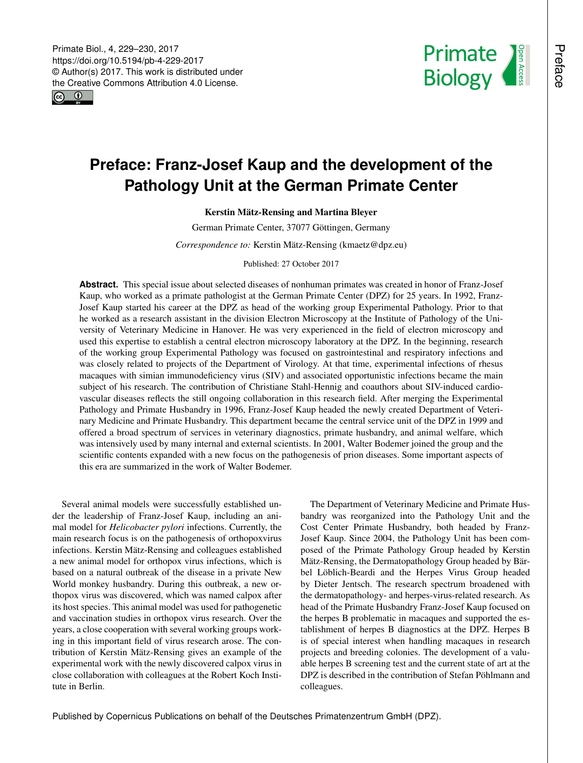# Preface: Franz-Josef Kaup and the development of the Pathology Unit at the German Primate Center

**Kerstin Mätz-Rensing and Martina Bleyer**

German Primate Center, 37077 Göttingen, Germany

*Correspondence to:* Kerstin Mätz-Rensing (kmaetz@dpz.eu)

Published: 27 October 2017

**Abstract.** This special issue about selected diseases of nonhuman primates was created in honor of Franz-Josef Kaup, who worked as a primate pathologist at the German Primate Center (DPZ) for 25 years. In 1992, Franz-Josef Kaup started his career at the DPZ as head of the working group Experimental Pathology. Prior to that he worked as a research assistant in the division Electron Microscopy at the Institute of Pathology of the University of Veterinary Medicine in Hanover. He was very experienced in the field of electron microscopy and used this expertise to establish a central electron microscopy laboratory at the DPZ. In the beginning, research of the working group Experimental Pathology was focused on gastrointestinal and respiratory infections and was closely related to projects of the Department of Virology. At that time, experimental infections of rhesus macaques with simian immunodeficiency virus (SIV) and associated opportunistic infections became the main subject of his research. The contribution of Christiane Stahl-Hennig and coauthors about SIV-induced cardiovascular diseases reflects the still ongoing collaboration in this research field. After merging the Experimental Pathology and Primate Husbandry in 1996, Franz-Josef Kaup headed the newly created Department of Veterinary Medicine and Primate Husbandry. This department became the central service unit of the DPZ in 1999 and offered a broad spectrum of services in veterinary diagnostics, primate husbandry, and animal welfare, which was intensively used by many internal and external scientists. In 2001, Walter Bodemer joined the group and the scientific contents expanded with a new focus on the pathogenesis of prion diseases. Some important aspects of this era are summarized in the work of Walter Bodemer.

Several animal models were successfully established under the leadership of Franz-Josef Kaup, including an animal model for *Helicobacter pylori* infections. Currently, the main research focus is on the pathogenesis of orthopoxvirus infections. Kerstin Mätz-Rensing and colleagues established a new animal model for orthopox virus infections, which is based on a natural outbreak of the disease in a private New World monkey husbandry. During this outbreak, a new orthopox virus was discovered, which was named calpox after its host species. This animal model was used for pathogenetic and vaccination studies in orthopox virus research. Over the years, a close cooperation with several working groups working in this important field of virus research arose. The contribution of Kerstin Mätz-Rensing gives an example of the experimental work with the newly discovered calpox virus in close collaboration with colleagues at the Robert Koch Institute in Berlin.

The Department of Veterinary Medicine and Primate Husbandry was reorganized into the Pathology Unit and the Cost Center Primate Husbandry, both headed by Franz-Josef Kaup. Since 2004, the Pathology Unit has been composed of the Primate Pathology Group headed by Kerstin Mätz-Rensing, the Dermatopathology Group headed by Bärbel Löblich-Beardi and the Herpes Virus Group headed by Dieter Jentsch. The research spectrum broadened with the dermatopathology- and herpes-virus-related research. As head of the Primate Husbandry Franz-Josef Kaup focused on the herpes B problematic in macaques and supported the establishment of herpes B diagnostics at the DPZ. Herpes B is of special interest when handling macaques in research projects and breeding colonies. The development of a valuable herpes B screening test and the current state of art at the DPZ is described in the contribution of Stefan Pöhlmann and colleagues.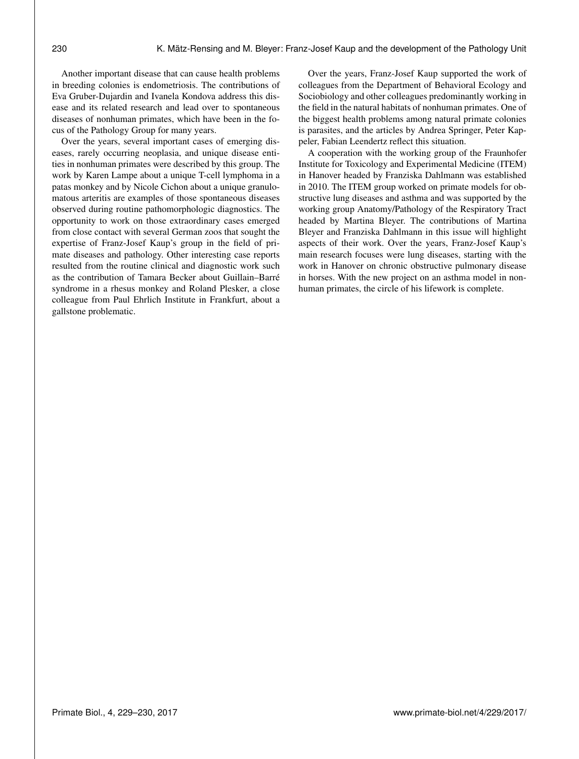Another important disease that can cause health problems in breeding colonies is endometriosis. The contributions of Eva Gruber-Dujardin and Ivanela Kondova address this disease and its related research and lead over to spontaneous diseases of nonhuman primates, which have been in the focus of the Pathology Group for many years.

Over the years, several important cases of emerging diseases, rarely occurring neoplasia, and unique disease entities in nonhuman primates were described by this group. The work by Karen Lampe about a unique T-cell lymphoma in a patas monkey and by Nicole Cichon about a unique granulomatous arteritis are examples of those spontaneous diseases observed during routine pathomorphologic diagnostics. The opportunity to work on those extraordinary cases emerged from close contact with several German zoos that sought the expertise of Franz-Josef Kaup's group in the field of primate diseases and pathology. Other interesting case reports resulted from the routine clinical and diagnostic work such as the contribution of Tamara Becker about Guillain–Barré syndrome in a rhesus monkey and Roland Plesker, a close colleague from Paul Ehrlich Institute in Frankfurt, about a gallstone problematic.

Over the years, Franz-Josef Kaup supported the work of colleagues from the Department of Behavioral Ecology and Sociobiology and other colleagues predominantly working in the field in the natural habitats of nonhuman primates. One of the biggest health problems among natural primate colonies is parasites, and the articles by Andrea Springer, Peter Kappeler, Fabian Leendertz reflect this situation.

A cooperation with the working group of the Fraunhofer Institute for Toxicology and Experimental Medicine (ITEM) in Hanover headed by Franziska Dahlmann was established in 2010. The ITEM group worked on primate models for obstructive lung diseases and asthma and was supported by the working group Anatomy/Pathology of the Respiratory Tract headed by Martina Bleyer. The contributions of Martina Bleyer and Franziska Dahlmann in this issue will highlight aspects of their work. Over the years, Franz-Josef Kaup's main research focuses were lung diseases, starting with the work in Hanover on chronic obstructive pulmonary disease in horses. With the new project on an asthma model in nonhuman primates, the circle of his lifework is complete.